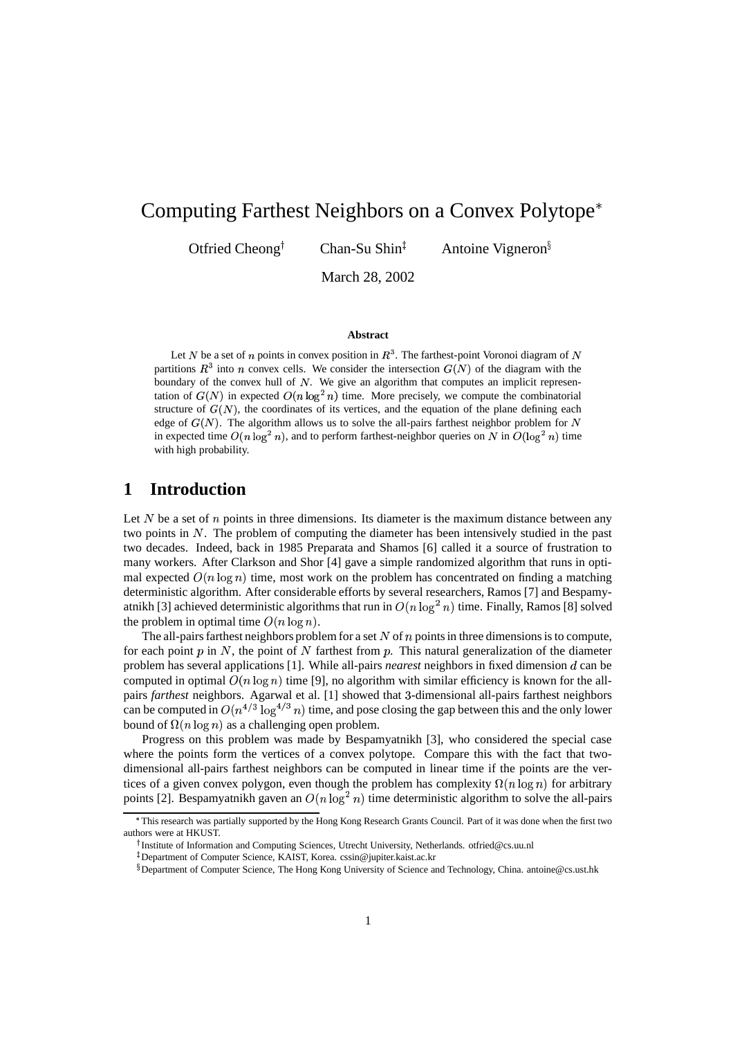# Computing Farthest Neighbors on a Convex Polytope*

Otfried Cheong[†] Chan-Su Shin[‡] Antoine Vigneron[§]

March 28, 2002

### Abstract

Let $N$ be a set of $n$ points in convex position in $R^3$. The farthest-point Voronoi diagram of $N$ partitions $R^3$ into $n$ convex cells. We consider the intersection $G(N)$ of the diagram with the boundary of the convex hull of $N$. We give an algorithm that computes an implicit representation of $G(N)$ in expected $O(n \log^2 n)$ time. More precisely, we compute the combinatorial structure of $G(N)$, the coordinates of its vertices, and the equation of the plane defining each edge of $G(N)$. The algorithm allows us to solve the all-pairs farthest neighbor problem for $N$ in expected time $O(n \log^2 n)$, and to perform farthest-neighbor queries on $N$ in $O(\log^2 n)$ time with high probability.

## 1 Introduction

Let $N$ be a set of $n$ points in three dimensions. Its diameter is the maximum distance between any two points in $N$. The problem of computing the diameter has been intensively studied in the past two decades. Indeed, back in 1985 Preparata and Shamos [6] called it a source of frustration to many workers. After Clarkson and Shor [4] gave a simple randomized algorithm that runs in optimal expected $O(n \log n)$ time, most work on the problem has concentrated on finding a matching deterministic algorithm. After considerable efforts by several researchers, Ramos [7] and Bespamyatnikh [3] achieved deterministic algorithms that run in $O(n \log^2 n)$ time. Finally, Ramos [8] solved the problem in optimal time $O(n \log n)$.

The all-pairs farthest neighbors problem for a set $N$ of $n$ points in three dimensions is to compute, for each point $p$ in $N$, the point of $N$ farthest from $p$. This natural generalization of the diameter problem has several applications [1]. While all-pairs *nearest* neighbors in fixed dimension $d$ can be computed in optimal $O(n \log n)$ time [9], no algorithm with similar efficiency is known for the all-pairs *farthest* neighbors. Agarwal et al. [1] showed that 3-dimensional all-pairs farthest neighbors can be computed in $O(n^{4/3} \log^{4/3} n)$ time, and pose closing the gap between this and the only lower bound of $\Omega(n \log n)$ as a challenging open problem.

Progress on this problem was made by Bespamyatnikh [3], who considered the special case where the points form the vertices of a convex polytope. Compare this with the fact that two-dimensional all-pairs farthest neighbors can be computed in linear time if the points are the vertices of a given convex polygon, even though the problem has complexity $\Omega(n \log n)$ for arbitrary points [2]. Bespamyatnikh gaven an $O(n \log^2 n)$ time deterministic algorithm to solve the all-pairs

*This research was partially supported by the Hong Kong Research Grants Council. Part of it was done when the first two authors were at HKUST.

[†]Institute of Information and Computing Sciences, Utrecht University, Netherlands. otfried@cs.uu.nl

[‡]Department of Computer Science, KAIST, Korea. cssin@jupiter.kaist.ac.kr

[§]Department of Computer Science, The Hong Kong University of Science and Technology, China. antoine@cs.ust.hk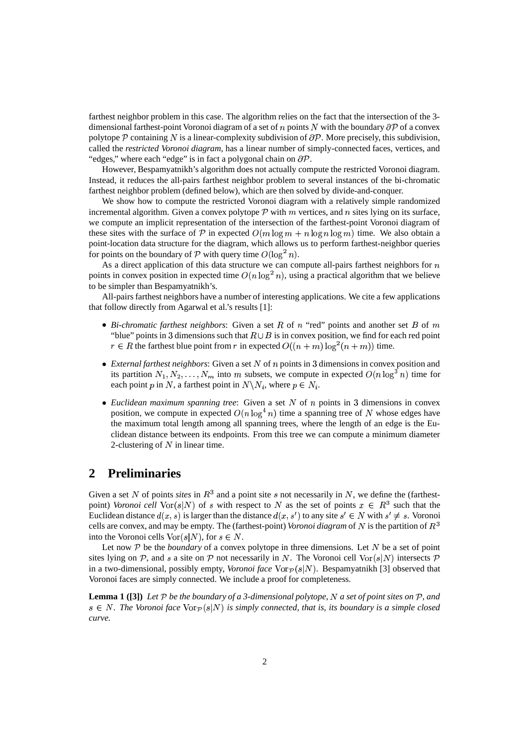farthest neighbor problem in this case. The algorithm relies on the fact that the intersection of the 3-dimensional farthest-point Voronoi diagram of a set of $n$ points $N$ with the boundary $\partial\mathcal{P}$ of a convex polytope $\mathcal{P}$ containing $N$ is a linear-complexity subdivision of $\partial\mathcal{P}$. More precisely, this subdivision, called the *restricted Voronoi diagram*, has a linear number of simply-connected faces, vertices, and "edges," where each "edge" is in fact a polygonal chain on $\partial\mathcal{P}$.

However, Bespamyatnikh's algorithm does not actually compute the restricted Voronoi diagram. Instead, it reduces the all-pairs farthest neighbor problem to several instances of the bi-chromatic farthest neighbor problem (defined below), which are then solved by divide-and-conquer.

We show how to compute the restricted Voronoi diagram with a relatively simple randomized incremental algorithm. Given a convex polytope $\mathcal{P}$ with $m$ vertices, and $n$ sites lying on its surface, we compute an implicit representation of the intersection of the farthest-point Voronoi diagram of these sites with the surface of $\mathcal{P}$ in expected $O(m \log m + n \log n \log m)$ time. We also obtain a point-location data structure for the diagram, which allows us to perform farthest-neighbor queries for points on the boundary of $\mathcal{P}$ with query time $O(\log^2 n)$.

As a direct application of this data structure we can compute all-pairs farthest neighbors for $n$ points in convex position in expected time $O(n \log^2 n)$, using a practical algorithm that we believe to be simpler than Bespamyatnikh's.

All-pairs farthest neighbors have a number of interesting applications. We cite a few applications that follow directly from Agarwal et al.'s results [1]:

- *Bi-chromatic farthest neighbors*: Given a set $R$ of $n$ "red" points and another set $B$ of $m$ "blue" points in 3 dimensions such that $R \cup B$ is in convex position, we find for each red point $r \in R$ the farthest blue point from $r$ in expected $O((n+m)\log^2(n+m))$ time.
- *External farthest neighbors*: Given a set $N$ of $n$ points in 3 dimensions in convex position and its partition $N_1, N_2, \ldots, N_m$ into $m$ subsets, we compute in expected $O(n \log^3 n)$ time for each point $p$ in $N$, a farthest point in $N \backslash N_i$, where $p \in N_i$.
- *Euclidean maximum spanning tree*: Given a set $N$ of $n$ points in 3 dimensions in convex position, we compute in expected $O(n \log^4 n)$ time a spanning tree of $N$ whose edges have the maximum total length among all spanning trees, where the length of an edge is the Euclidean distance between its endpoints. From this tree we can compute a minimum diameter 2-clustering of $N$ in linear time.

## 2 Preliminaries

Given a set $N$ of points *sites* in $R^3$ and a point site $s$ not necessarily in $N$, we define the (farthest-point) *Voronoi cell* $\mathrm{Vor}(s|N)$ of $s$ with respect to $N$ as the set of points $x \in R^3$ such that the Euclidean distance $d(x, s)$ is larger than the distance $d(x, s')$ to any site $s' \in N$ with $s' \neq s$. Voronoi cells are convex, and may be empty. The (farthest-point) *Voronoi diagram* of $N$ is the partition of $R^3$ into the Voronoi cells $\mathrm{Vor}(s|N)$, for $s \in N$.

Let now $\mathcal{P}$ be the *boundary* of a convex polytope in three dimensions. Let $N$ be a set of point sites lying on $\mathcal{P}$, and $s$ a site on $\mathcal{P}$ not necessarily in $N$. The Voronoi cell $\mathrm{Vor}(s|N)$ intersects $\mathcal{P}$ in a two-dimensional, possibly empty, *Voronoi face* $\mathrm{Vor}_{\mathcal{P}}(s|N)$. Bespamyatnikh [3] observed that Voronoi faces are simply connected. We include a proof for completeness.

**Lemma 1 ([3])** *Let $\mathcal{P}$ be the boundary of a 3-dimensional polytope, $N$ a set of point sites on $\mathcal{P}$, and $s \in N$. The Voronoi face $\mathrm{Vor}_{\mathcal{P}}(s|N)$ is simply connected, that is, its boundary is a simple closed curve.*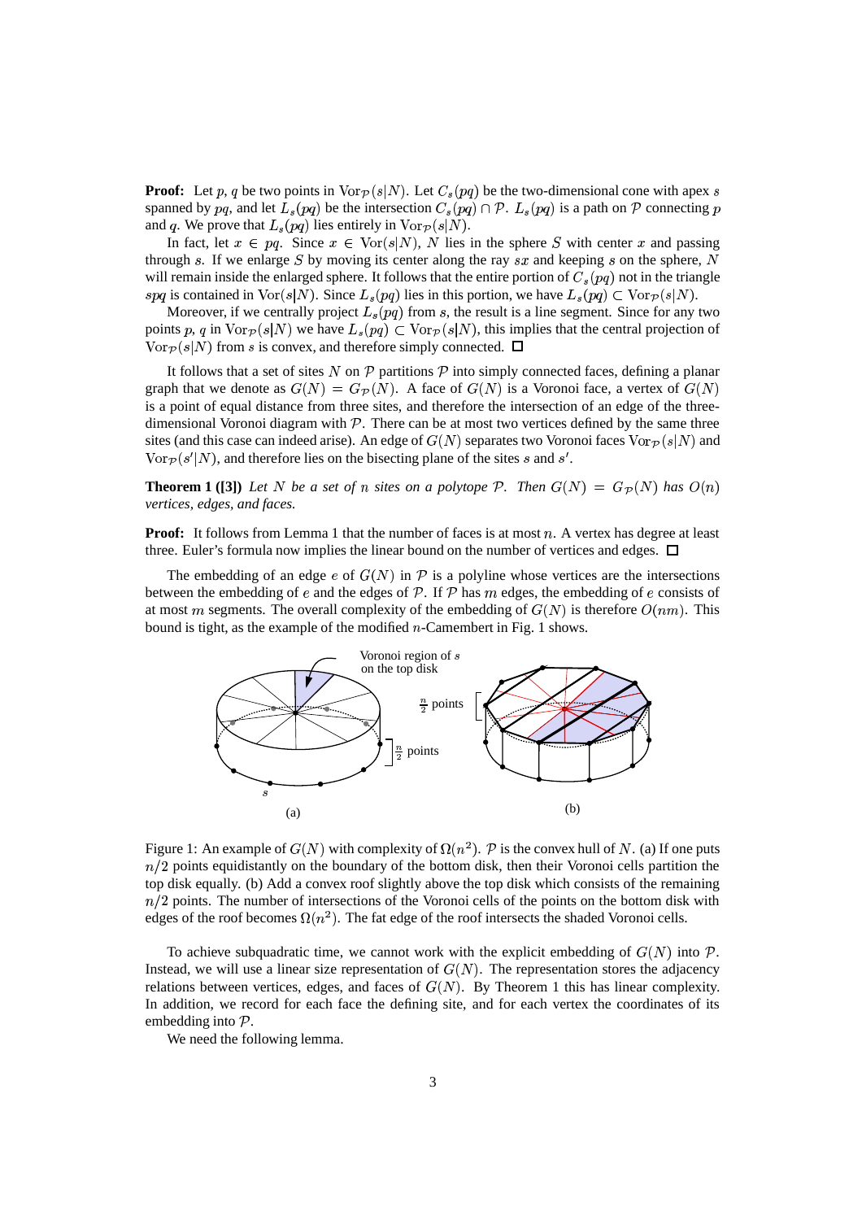**Proof:** Let $p$, $q$ be two points in $\mathrm{Vor}_{\mathcal{P}}(s|N)$. Let $C_s(pq)$ be the two-dimensional cone with apex $s$ spanned by $pq$, and let $L_s(pq)$ be the intersection $C_s(pq) \cap \mathcal{P}$. $L_s(pq)$ is a path on $\mathcal{P}$ connecting $p$ and $q$. We prove that $L_s(pq)$ lies entirely in $\mathrm{Vor}_{\mathcal{P}}(s|N)$.

In fact, let $x \in pq$. Since $x \in \mathrm{Vor}(s|N)$, $N$ lies in the sphere $S$ with center $x$ and passing through $s$. If we enlarge $S$ by moving its center along the ray $sx$ and keeping $s$ on the sphere, $N$ will remain inside the enlarged sphere. It follows that the entire portion of $C_s(pq)$ not in the triangle $spq$ is contained in $\mathrm{Vor}(s|N)$. Since $L_s(pq)$ lies in this portion, we have $L_s(pq) \subset \mathrm{Vor}_{\mathcal{P}}(s|N)$.

Moreover, if we centrally project $L_s(pq)$ from $s$, the result is a line segment. Since for any two points $p$, $q$ in $\mathrm{Vor}_{\mathcal{P}}(s|N)$ we have $L_s(pq) \subset \mathrm{Vor}_{\mathcal{P}}(s|N)$, this implies that the central projection of $\mathrm{Vor}_{\mathcal{P}}(s|N)$ from $s$ is convex, and therefore simply connected. □

It follows that a set of sites $N$ on $\mathcal{P}$ partitions $\mathcal{P}$ into simply connected faces, defining a planar graph that we denote as $G(N) = G_{\mathcal{P}}(N)$. A face of $G(N)$ is a Voronoi face, a vertex of $G(N)$ is a point of equal distance from three sites, and therefore the intersection of an edge of the three-dimensional Voronoi diagram with $\mathcal{P}$. There can be at most two vertices defined by the same three sites (and this case can indeed arise). An edge of $G(N)$ separates two Voronoi faces $\mathrm{Vor}_{\mathcal{P}}(s|N)$ and $\mathrm{Vor}_{\mathcal{P}}(s'|N)$, and therefore lies on the bisecting plane of the sites $s$ and $s'$.

**Theorem 1 ([3])** *Let $N$ be a set of $n$ sites on a polytope $\mathcal{P}$. Then $G(N) = G_{\mathcal{P}}(N)$ has $O(n)$ vertices, edges, and faces.*

**Proof:** It follows from Lemma 1 that the number of faces is at most $n$. A vertex has degree at least three. Euler's formula now implies the linear bound on the number of vertices and edges. □

The embedding of an edge $e$ of $G(N)$ in $\mathcal{P}$ is a polyline whose vertices are the intersections between the embedding of $e$ and the edges of $\mathcal{P}$. If $\mathcal{P}$ has $m$ edges, the embedding of $e$ consists of at most $m$ segments. The overall complexity of the embedding of $G(N)$ is therefore $O(nm)$. This bound is tight, as the example of the modified $n$-Camembert in Fig. 1 shows.

Figure 1: An example of $G(N)$ with complexity of $\Omega(n^2)$. $\mathcal{P}$ is the convex hull of $N$. (a) If one puts $n/2$ points equidistantly on the boundary of the bottom disk, then their Voronoi cells partition the top disk equally. (b) Add a convex roof slightly above the top disk which consists of the remaining $n/2$ points. The number of intersections of the Voronoi cells of the points on the bottom disk with edges of the roof becomes $\Omega(n^2)$. The fat edge of the roof intersects the shaded Voronoi cells.

To achieve subquadratic time, we cannot work with the explicit embedding of $G(N)$ into $\mathcal{P}$. Instead, we will use a linear size representation of $G(N)$. The representation stores the adjacency relations between vertices, edges, and faces of $G(N)$. By Theorem 1 this has linear complexity. In addition, we record for each face the defining site, and for each vertex the coordinates of its embedding into $\mathcal{P}$.

We need the following lemma.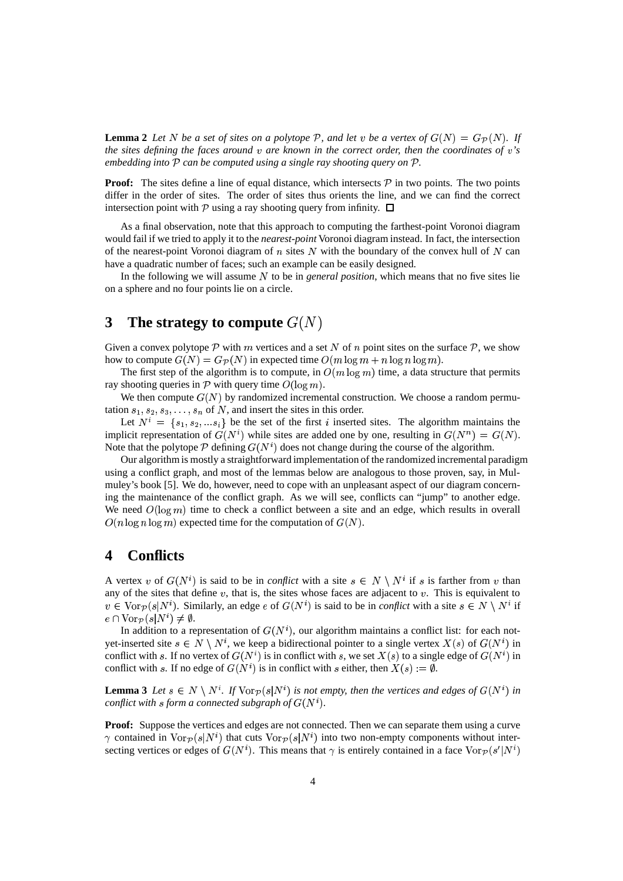**Lemma 2** *Let $N$ be a set of sites on a polytope $\mathcal{P}$, and let $v$ be a vertex of $G(N) = G_{\mathcal{P}}(N)$. If the sites defining the faces around $v$ are known in the correct order, then the coordinates of $v$'s embedding into $\mathcal{P}$ can be computed using a single ray shooting query on $\mathcal{P}$.*

**Proof:** The sites define a line of equal distance, which intersects $\mathcal{P}$ in two points. The two points differ in the order of sites. The order of sites thus orients the line, and we can find the correct intersection point with $\mathcal{P}$ using a ray shooting query from infinity. $\square$

As a final observation, note that this approach to computing the farthest-point Voronoi diagram would fail if we tried to apply it to the *nearest-point* Voronoi diagram instead. In fact, the intersection of the nearest-point Voronoi diagram of $n$ sites $N$ with the boundary of the convex hull of $N$ can have a quadratic number of faces; such an example can be easily designed.

In the following we will assume $N$ to be in *general position*, which means that no five sites lie on a sphere and no four points lie on a circle.

# 3 The strategy to compute $G(N)$

Given a convex polytope $\mathcal{P}$ with $m$ vertices and a set $N$ of $n$ point sites on the surface $\mathcal{P}$, we show how to compute $G(N) = G_{\mathcal{P}}(N)$ in expected time $O(m \log m + n \log n \log m)$.

The first step of the algorithm is to compute, in $O(m \log m)$ time, a data structure that permits ray shooting queries in $\mathcal{P}$ with query time $O(\log m)$.

We then compute $G(N)$ by randomized incremental construction. We choose a random permutation $s_1, s_2, s_3, \ldots, s_n$ of $N$, and insert the sites in this order.

Let $N^i = \{s_1, s_2, ...s_i\}$ be the set of the first $i$ inserted sites. The algorithm maintains the implicit representation of $G(N^i)$ while sites are added one by one, resulting in $G(N^n) = G(N)$. Note that the polytope $\mathcal{P}$ defining $G(N^i)$ does not change during the course of the algorithm.

Our algorithm is mostly a straightforward implementation of the randomized incremental paradigm using a conflict graph, and most of the lemmas below are analogous to those proven, say, in Mulmuley's book [5]. We do, however, need to cope with an unpleasant aspect of our diagram concerning the maintenance of the conflict graph. As we will see, conflicts can "jump" to another edge. We need $O(\log m)$ time to check a conflict between a site and an edge, which results in overall $O(n \log n \log m)$ expected time for the computation of $G(N)$.

# 4 Conflicts

A vertex $v$ of $G(N^i)$ is said to be in *conflict* with a site $s \in N \setminus N^i$ if $s$ is farther from $v$ than any of the sites that define $v$, that is, the sites whose faces are adjacent to $v$. This is equivalent to $v \in \mathrm{Vor}_{\mathcal{P}}(s|N^i)$. Similarly, an edge $e$ of $G(N^i)$ is said to be in *conflict* with a site $s \in N \setminus N^i$ if $e \cap \mathrm{Vor}_{\mathcal{P}}(s|N^i) \neq \emptyset$.

In addition to a representation of $G(N^i)$, our algorithm maintains a conflict list: for each not-yet-inserted site $s \in N \setminus N^i$, we keep a bidirectional pointer to a single vertex $X(s)$ of $G(N^i)$ in conflict with $s$. If no vertex of $G(N^i)$ is in conflict with $s$, we set $X(s)$ to a single edge of $G(N^i)$ in conflict with $s$. If no edge of $G(N^i)$ is in conflict with $s$ either, then $X(s) := \emptyset$.

**Lemma 3** *Let $s \in N \setminus N^i$. If $\mathrm{Vor}_{\mathcal{P}}(s|N^i)$ is not empty, then the vertices and edges of $G(N^i)$ in conflict with $s$ form a connected subgraph of $G(N^i)$.*

**Proof:** Suppose the vertices and edges are not connected. Then we can separate them using a curve $\gamma$ contained in $\mathrm{Vor}_{\mathcal{P}}(s|N^i)$ that cuts $\mathrm{Vor}_{\mathcal{P}}(s|N^i)$ into two non-empty components without intersecting vertices or edges of $G(N^i)$. This means that $\gamma$ is entirely contained in a face $\mathrm{Vor}_{\mathcal{P}}(s'|N^i)$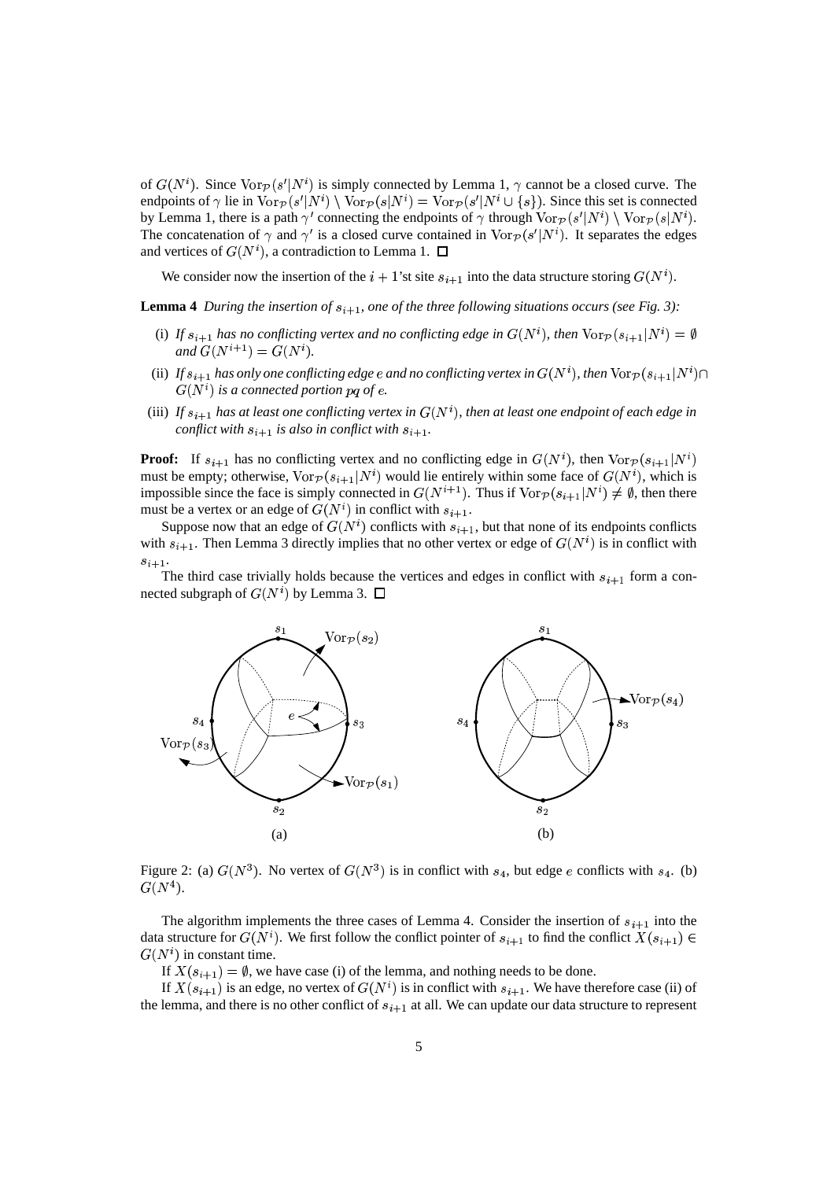of $G(N^i)$. Since $\mathrm{Vor}_{\mathcal{P}}(s'|N^i)$ is simply connected by Lemma 1, $\gamma$ cannot be a closed curve. The endpoints of $\gamma$ lie in $\mathrm{Vor}_{\mathcal{P}}(s'|N^i) \setminus \mathrm{Vor}_{\mathcal{P}}(s|N^i) = \mathrm{Vor}_{\mathcal{P}}(s'|N^i \cup \{s\})$. Since this set is connected by Lemma 1, there is a path $\gamma'$ connecting the endpoints of $\gamma$ through $\mathrm{Vor}_{\mathcal{P}}(s'|N^i) \setminus \mathrm{Vor}_{\mathcal{P}}(s|N^i)$. The concatenation of $\gamma$ and $\gamma'$ is a closed curve contained in $\mathrm{Vor}_{\mathcal{P}}(s'|N^i)$. It separates the edges and vertices of $G(N^i)$, a contradiction to Lemma 1. $\square$

We consider now the insertion of the $i+1$'st site $s_{i+1}$ into the data structure storing $G(N^i)$.

**Lemma 4** *During the insertion of $s_{i+1}$, one of the three following situations occurs (see Fig. 3):*

(i) *If $s_{i+1}$ has no conflicting vertex and no conflicting edge in $G(N^i)$, then $\mathrm{Vor}_{\mathcal{P}}(s_{i+1}|N^i) = \emptyset$ and $G(N^{i+1}) = G(N^i)$.*

(ii) *If $s_{i+1}$ has only one conflicting edge $e$ and no conflicting vertex in $G(N^i)$, then $\mathrm{Vor}_{\mathcal{P}}(s_{i+1}|N^i) \cap G(N^i)$ is a connected portion $pq$ of $e$.*

(iii) *If $s_{i+1}$ has at least one conflicting vertex in $G(N^i)$, then at least one endpoint of each edge in conflict with $s_{i+1}$ is also in conflict with $s_{i+1}$.*

**Proof:** If $s_{i+1}$ has no conflicting vertex and no conflicting edge in $G(N^i)$, then $\mathrm{Vor}_{\mathcal{P}}(s_{i+1}|N^i)$ must be empty; otherwise, $\mathrm{Vor}_{\mathcal{P}}(s_{i+1}|N^i)$ would lie entirely within some face of $G(N^i)$, which is impossible since the face is simply connected in $G(N^{i+1})$. Thus if $\mathrm{Vor}_{\mathcal{P}}(s_{i+1}|N^i) \neq \emptyset$, then there must be a vertex or an edge of $G(N^i)$ in conflict with $s_{i+1}$.

Suppose now that an edge of $G(N^i)$ conflicts with $s_{i+1}$, but that none of its endpoints conflicts with $s_{i+1}$. Then Lemma 3 directly implies that no other vertex or edge of $G(N^i)$ is in conflict with $s_{i+1}$.

The third case trivially holds because the vertices and edges in conflict with $s_{i+1}$ form a connected subgraph of $G(N^i)$ by Lemma 3. $\square$

Figure 2: (a) $G(N^3)$. No vertex of $G(N^3)$ is in conflict with $s_4$, but edge $e$ conflicts with $s_4$. (b) $G(N^4)$.

The algorithm implements the three cases of Lemma 4. Consider the insertion of $s_{i+1}$ into the data structure for $G(N^i)$. We first follow the conflict pointer of $s_{i+1}$ to find the conflict $X(s_{i+1}) \in G(N^i)$ in constant time.

If $X(s_{i+1}) = \emptyset$, we have case (i) of the lemma, and nothing needs to be done.

If $X(s_{i+1})$ is an edge, no vertex of $G(N^i)$ is in conflict with $s_{i+1}$. We have therefore case (ii) of the lemma, and there is no other conflict of $s_{i+1}$ at all. We can update our data structure to represent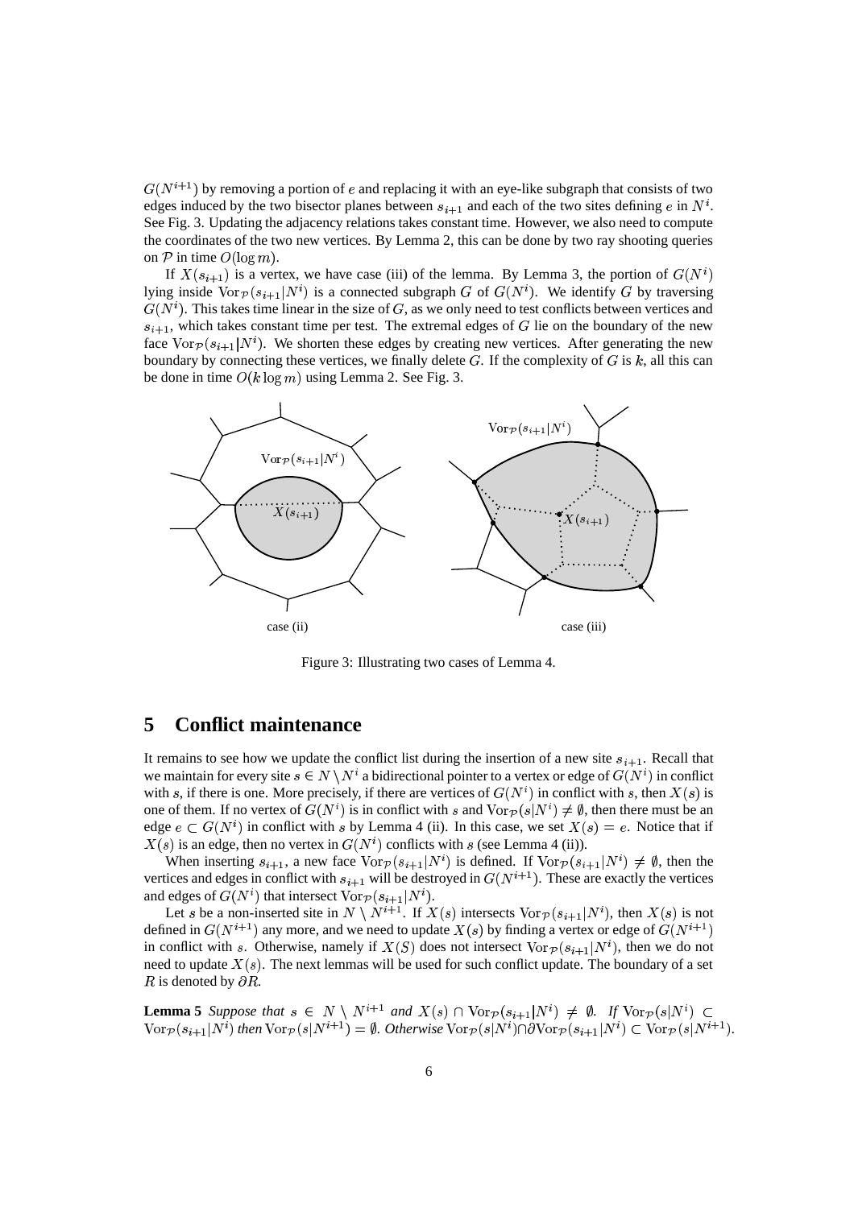$G(N^{i+1})$ by removing a portion of $e$ and replacing it with an eye-like subgraph that consists of two edges induced by the two bisector planes between $s_{i+1}$ and each of the two sites defining $e$ in $N^i$. See Fig. 3. Updating the adjacency relations takes constant time. However, we also need to compute the coordinates of the two new vertices. By Lemma 2, this can be done by two ray shooting queries on $\mathcal{P}$ in time $O(\log m)$.

If $X(s_{i+1})$ is a vertex, we have case (iii) of the lemma. By Lemma 3, the portion of $G(N^i)$ lying inside $\mathrm{Vor}_{\mathcal{P}}(s_{i+1}|N^i)$ is a connected subgraph $G$ of $G(N^i)$. We identify $G$ by traversing $G(N^i)$. This takes time linear in the size of $G$, as we only need to test conflicts between vertices and $s_{i+1}$, which takes constant time per test. The extremal edges of $G$ lie on the boundary of the new face $\mathrm{Vor}_{\mathcal{P}}(s_{i+1}|N^i)$. We shorten these edges by creating new vertices. After generating the new boundary by connecting these vertices, we finally delete $G$. If the complexity of $G$ is $k$, all this can be done in time $O(k \log m)$ using Lemma 2. See Fig. 3.

Figure 3: Illustrating two cases of Lemma 4.

# 5 Conflict maintenance

It remains to see how we update the conflict list during the insertion of a new site $s_{i+1}$. Recall that we maintain for every site $s \in N \setminus N^i$ a bidirectional pointer to a vertex or edge of $G(N^i)$ in conflict with $s$, if there is one. More precisely, if there are vertices of $G(N^i)$ in conflict with $s$, then $X(s)$ is one of them. If no vertex of $G(N^i)$ is in conflict with $s$ and $\mathrm{Vor}_{\mathcal{P}}(s|N^i) \neq \emptyset$, then there must be an edge $e \subset G(N^i)$ in conflict with $s$ by Lemma 4 (ii). In this case, we set $X(s) = e$. Notice that if $X(s)$ is an edge, then no vertex in $G(N^i)$ conflicts with $s$ (see Lemma 4 (ii)).

When inserting $s_{i+1}$, a new face $\mathrm{Vor}_{\mathcal{P}}(s_{i+1}|N^i) \neq \emptyset$ is defined. If $\mathrm{Vor}_{\mathcal{P}}(s_{i+1}|N^i) \neq \emptyset$, then the vertices and edges in conflict with $s_{i+1}$ will be destroyed in $G(N^{i+1})$. These are exactly the vertices and edges of $G(N^i)$ that intersect $\mathrm{Vor}_{\mathcal{P}}(s_{i+1}|N^i)$.

Let $s$ be a non-inserted site in $N \setminus N^{i+1}$. If $X(s)$ intersects $\mathrm{Vor}_{\mathcal{P}}(s_{i+1}|N^i)$, then $X(s)$ is not defined in $G(N^{i+1})$ any more, and we need to update $X(s)$ by finding a vertex or edge of $G(N^{i+1})$ in conflict with $s$. Otherwise, namely if $X(S)$ does not intersect $\mathrm{Vor}_{\mathcal{P}}(s_{i+1}|N^i)$, then we do not need to update $X(s)$. The next lemmas will be used for such conflict update. The boundary of a set $R$ is denoted by $\partial R$.

**Lemma 5** *Suppose that $s \in N \setminus N^{i+1}$ and $X(s) \cap \mathrm{Vor}_{\mathcal{P}}(s_{i+1}|N^i) \neq \emptyset$. If $\mathrm{Vor}_{\mathcal{P}}(s|N^i) \subset \mathrm{Vor}_{\mathcal{P}}(s_{i+1}|N^i)$ then $\mathrm{Vor}_{\mathcal{P}}(s|N^{i+1}) = \emptyset$. Otherwise $\mathrm{Vor}_{\mathcal{P}}(s|N^i) \cap \partial \mathrm{Vor}_{\mathcal{P}}(s_{i+1}|N^i) \subset \mathrm{Vor}_{\mathcal{P}}(s|N^{i+1})$.*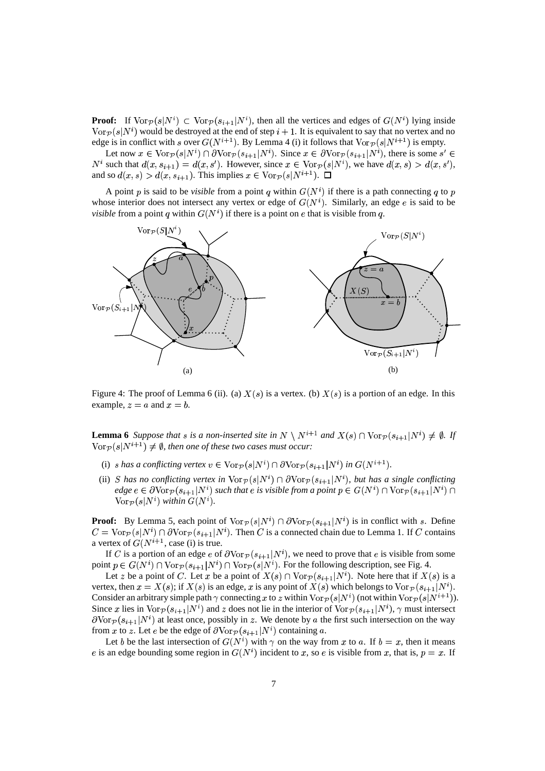**Proof:** If $\mathrm{Vor}_{\mathcal{P}}(s|N^i) \subset \mathrm{Vor}_{\mathcal{P}}(s_{i+1}|N^i)$, then all the vertices and edges of $G(N^i)$ lying inside $\mathrm{Vor}_{\mathcal{P}}(s|N^i)$ would be destroyed at the end of step $i+1$. It is equivalent to say that no vertex and no edge is in conflict with $s$ over $G(N^{i+1})$. By Lemma 4 (i) it follows that $\mathrm{Vor}_{\mathcal{P}}(s|N^{i+1})$ is empty.

Let now $x \in \mathrm{Vor}_{\mathcal{P}}(s|N^i) \cap \partial \mathrm{Vor}_{\mathcal{P}}(s_{i+1}|N^i)$. Since $x \in \partial \mathrm{Vor}_{\mathcal{P}}(s_{i+1}|N^i)$, there is some $s' \in N^i$ such that $d(x, s_{i+1}) = d(x, s')$. However, since $x \in \mathrm{Vor}_{\mathcal{P}}(s|N^i)$, we have $d(x, s) > d(x, s')$, and so $d(x, s) > d(x, s_{i+1})$. This implies $x \in \mathrm{Vor}_{\mathcal{P}}(s|N^{i+1})$. $\square$

A point $p$ is said to be *visible* from a point $q$ within $G(N^i)$ if there is a path connecting $q$ to $p$ whose interior does not intersect any vertex or edge of $G(N^i)$. Similarly, an edge $e$ is said to be *visible* from a point $q$ within $G(N^i)$ if there is a point on $e$ that is visible from $q$.

Figure 4: The proof of Lemma 6 (ii). (a) $X(s)$ is a vertex. (b) $X(s)$ is a portion of an edge. In this example, $z = a$ and $x = b$.

**Lemma 6** *Suppose that $s$ is a non-inserted site in $N \setminus N^{i+1}$ and $X(s) \cap \mathrm{Vor}_{\mathcal{P}}(s_{i+1}|N^i) \neq \emptyset$. If $\mathrm{Vor}_{\mathcal{P}}(s|N^{i+1}) \neq \emptyset$, then one of these two cases must occur:*

(i) *$s$ has a conflicting vertex $v \in \mathrm{Vor}_{\mathcal{P}}(s|N^i) \cap \partial \mathrm{Vor}_{\mathcal{P}}(s_{i+1}|N^i)$ in $G(N^{i+1})$.*

(ii) *$S$ has no conflicting vertex in $\mathrm{Vor}_{\mathcal{P}}(s|N^i) \cap \partial \mathrm{Vor}_{\mathcal{P}}(s_{i+1}|N^i)$, but has a single conflicting edge $e \in \partial \mathrm{Vor}_{\mathcal{P}}(s_{i+1}|N^i)$ such that $e$ is visible from a point $p \in G(N^i) \cap \mathrm{Vor}_{\mathcal{P}}(s_{i+1}|N^i) \cap \mathrm{Vor}_{\mathcal{P}}(s|N^i)$ within $G(N^i)$.*

**Proof:** By Lemma 5, each point of $\mathrm{Vor}_{\mathcal{P}}(s|N^i) \cap \partial \mathrm{Vor}_{\mathcal{P}}(s_{i+1}|N^i)$ is in conflict with $s$. Define $C = \mathrm{Vor}_{\mathcal{P}}(s|N^i) \cap \partial \mathrm{Vor}_{\mathcal{P}}(s_{i+1}|N^i)$. Then $C$ is a connected chain due to Lemma 1. If $C$ contains a vertex of $G(N^{i+1}$, case (i) is true.

If $C$ is a portion of an edge $e$ of $\partial \mathrm{Vor}_{\mathcal{P}}(s_{i+1}|N^i)$, we need to prove that $e$ is visible from some point $p \in G(N^i) \cap \mathrm{Vor}_{\mathcal{P}}(s_{i+1}|N^i) \cap \mathrm{Vor}_{\mathcal{P}}(s|N^i)$. For the following description, see Fig. 4.

Let $z$ be a point of $C$. Let $x$ be a point of $X(s) \cap \mathrm{Vor}_{\mathcal{P}}(s_{i+1}|N^i)$. Note here that if $X(s)$ is a vertex, then $x = X(s)$; if $X(s)$ is an edge, $x$ is any point of $X(s)$ which belongs to $\mathrm{Vor}_{\mathcal{P}}(s_{i+1}|N^i)$. Consider an arbitrary simple path $\gamma$ connecting $x$ to $z$ within $\mathrm{Vor}_{\mathcal{P}}(s|N^i)$ (not within $\mathrm{Vor}_{\mathcal{P}}(s|N^{i+1})$). Since $x$ lies in $\mathrm{Vor}_{\mathcal{P}}(s_{i+1}|N^i)$ and $z$ does not lie in the interior of $\mathrm{Vor}_{\mathcal{P}}(s_{i+1}|N^i)$, $\gamma$ must intersect $\partial \mathrm{Vor}_{\mathcal{P}}(s_{i+1}|N^i)$ at least once, possibly in $z$. We denote by $a$ the first such intersection on the way from $x$ to $z$. Let $e$ be the edge of $\partial \mathrm{Vor}_{\mathcal{P}}(s_{i+1}|N^i)$ containing $a$.

Let $b$ be the last intersection of $G(N^i)$ with $\gamma$ on the way from $x$ to $a$. If $b = x$, then it means $e$ is an edge bounding some region in $G(N^i)$ incident to $x$, so $e$ is visible from $x$, that is, $p = x$. If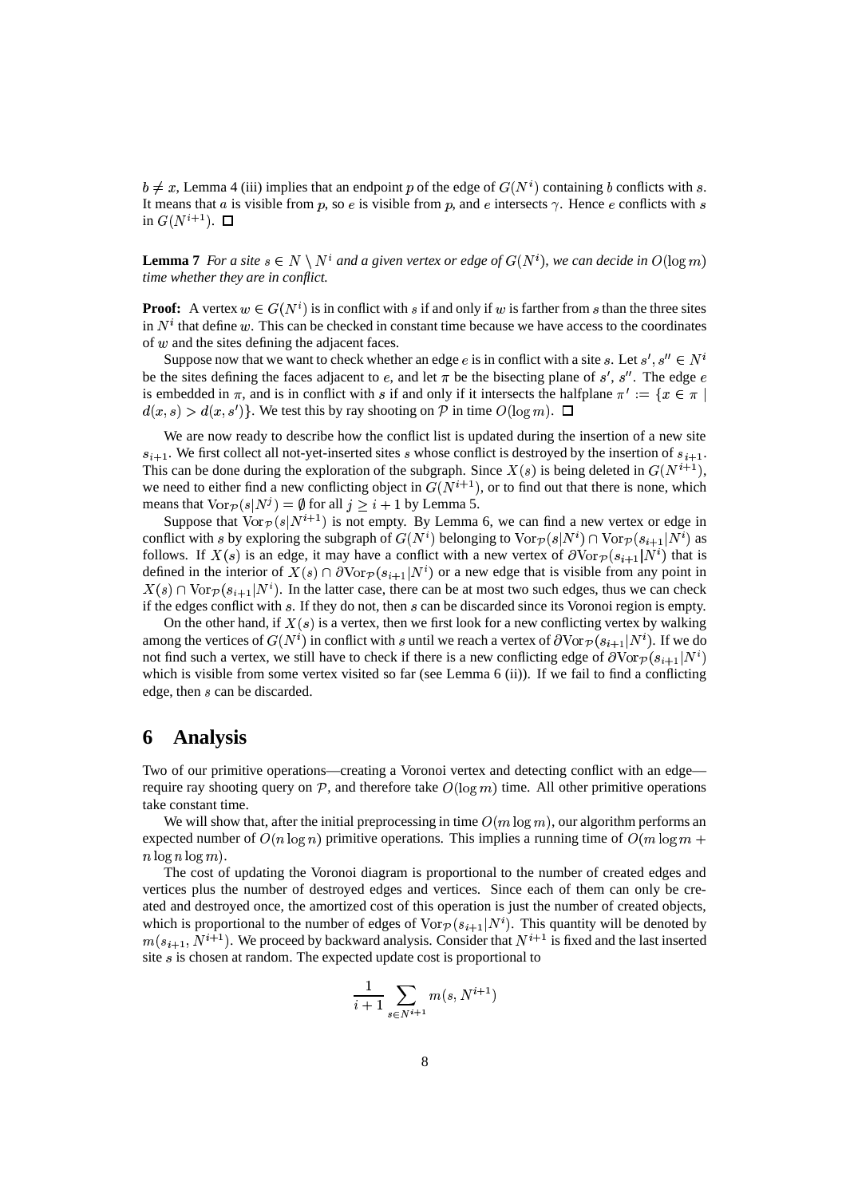$b \neq x$, Lemma 4 (iii) implies that an endpoint $p$ of the edge of $G(N^i)$ containing $b$ conflicts with $s$. It means that $a$ is visible from $p$, so $e$ is visible from $p$, and $e$ intersects $\gamma$. Hence $e$ conflicts with $s$ in $G(N^{i+1})$. $\square$

**Lemma 7** *For a site $s \in N \setminus N^i$ and a given vertex or edge of $G(N^i)$, we can decide in $O(\log m)$ time whether they are in conflict.*

**Proof:** A vertex $w \in G(N^i)$ is in conflict with $s$ if and only if $w$ is farther from $s$ than the three sites in $N^i$ that define $w$. This can be checked in constant time because we have access to the coordinates of $w$ and the sites defining the adjacent faces.

Suppose now that we want to check whether an edge $e$ is in conflict with a site $s$. Let $s', s'' \in N^i$ be the sites defining the faces adjacent to $e$, and let $\pi$ be the bisecting plane of $s'$, $s''$. The edge $e$ is embedded in $\pi$, and is in conflict with $s$ if and only if it intersects the halfplane $\pi' := \{x \in \pi \mid d(x,s) > d(x,s')\}$. We test this by ray shooting on $\mathcal{P}$ in time $O(\log m)$. $\square$

We are now ready to describe how the conflict list is updated during the insertion of a new site $s_{i+1}$. We first collect all not-yet-inserted sites $s$ whose conflict is destroyed by the insertion of $s_{i+1}$. This can be done during the exploration of the subgraph. Since $X(s)$ is being deleted in $G(N^{i+1})$, we need to either find a new conflicting object in $G(N^{i+1})$, or to find out that there is none, which means that $\mathrm{Vor}_{\mathcal{P}}(s|N^j) = \emptyset$ for all $j \geq i+1$ by Lemma 5.

Suppose that $\mathrm{Vor}_{\mathcal{P}}(s|N^{i+1})$ is not empty. By Lemma 6, we can find a new vertex or edge in conflict with $s$ by exploring the subgraph of $G(N^i)$ belonging to $\mathrm{Vor}_{\mathcal{P}}(s|N^i) \cap \mathrm{Vor}_{\mathcal{P}}(s_{i+1}|N^i)$ as follows. If $X(s)$ is an edge, it may have a conflict with a new vertex of $\partial\mathrm{Vor}_{\mathcal{P}}(s_{i+1}|N^i)$ that is defined in the interior of $X(s) \cap \partial\mathrm{Vor}_{\mathcal{P}}(s_{i+1}|N^i)$ or a new edge that is visible from any point in $X(s) \cap \mathrm{Vor}_{\mathcal{P}}(s_{i+1}|N^i)$. In the latter case, there can be at most two such edges, thus we can check if the edges conflict with $s$. If they do not, then $s$ can be discarded since its Voronoi region is empty.

On the other hand, if $X(s)$ is a vertex, then we first look for a new conflicting vertex by walking among the vertices of $G(N^i)$ in conflict with $s$ until we reach a vertex of $\partial\mathrm{Vor}_{\mathcal{P}}(s_{i+1}|N^i)$. If we do not find such a vertex, we still have to check if there is a new conflicting edge of $\partial\mathrm{Vor}_{\mathcal{P}}(s_{i+1}|N^i)$ which is visible from some vertex visited so far (see Lemma 6 (ii)). If we fail to find a conflicting edge, then $s$ can be discarded.

## 6 Analysis

Two of our primitive operations—creating a Voronoi vertex and detecting conflict with an edge—require ray shooting query on $\mathcal{P}$, and therefore take $O(\log m)$ time. All other primitive operations take constant time.

We will show that, after the initial preprocessing in time $O(m \log m)$, our algorithm performs an expected number of $O(n \log n)$ primitive operations. This implies a running time of $O(m \log m + n \log n \log m)$.

The cost of updating the Voronoi diagram is proportional to the number of created edges and vertices plus the number of destroyed edges and vertices. Since each of them can only be created and destroyed once, the amortized cost of this operation is just the number of created objects, which is proportional to the number of edges of $\mathrm{Vor}_{\mathcal{P}}(s_{i+1}|N^i)$. This quantity will be denoted by $m(s_{i+1}, N^{i+1})$. We proceed by backward analysis. Consider that $N^{i+1}$ is fixed and the last inserted site $s$ is chosen at random. The expected update cost is proportional to

$$\frac{1}{i+1} \sum_{s \in N^{i+1}} m(s, N^{i+1})$$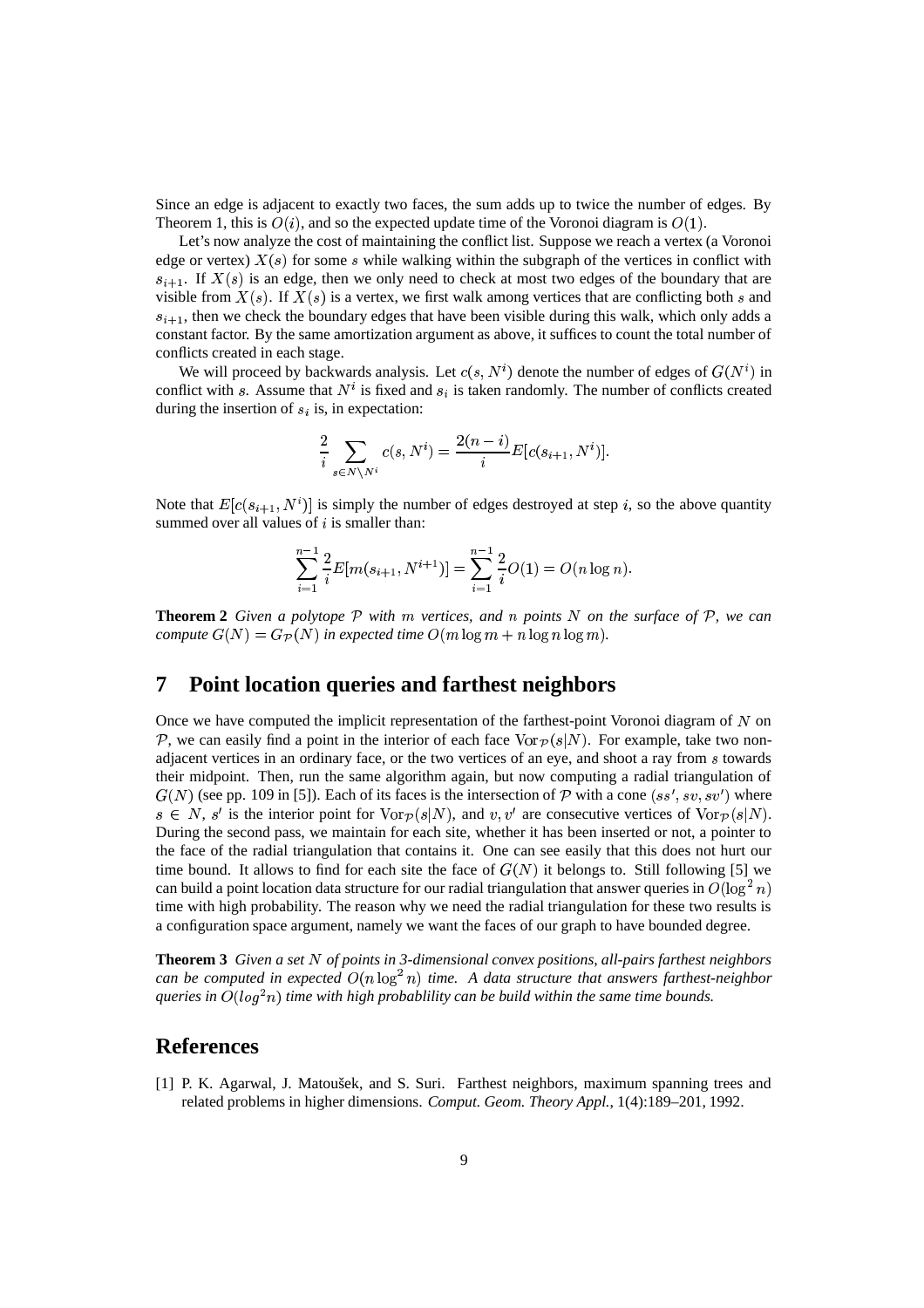Since an edge is adjacent to exactly two faces, the sum adds up to twice the number of edges. By Theorem 1, this is $O(i)$, and so the expected update time of the Voronoi diagram is $O(1)$.

Let's now analyze the cost of maintaining the conflict list. Suppose we reach a vertex (a Voronoi edge or vertex) $X(s)$ for some $s$ while walking within the subgraph of the vertices in conflict with $s_{i+1}$. If $X(s)$ is an edge, then we only need to check at most two edges of the boundary that are visible from $X(s)$. If $X(s)$ is a vertex, we first walk among vertices that are conflicting both $s$ and $s_{i+1}$, then we check the boundary edges that have been visible during this walk, which only adds a constant factor. By the same amortization argument as above, it suffices to count the total number of conflicts created in each stage.

We will proceed by backwards analysis. Let $c(s, N^i)$ denote the number of edges of $G(N^i)$ in conflict with $s$. Assume that $N^i$ is fixed and $s_i$ is taken randomly. The number of conflicts created during the insertion of $s_i$ is, in expectation:

$$\frac{2}{i} \sum_{s \in N \setminus N^i} c(s, N^i) = \frac{2(n-i)}{i} E[c(s_{i+1}, N^i)].$$

Note that $E[c(s_{i+1}, N^i)]$ is simply the number of edges destroyed at step $i$, so the above quantity summed over all values of $i$ is smaller than:

$$\sum_{i=1}^{n-1} \frac{2}{i} E[m(s_{i+1}, N^{i+1})] = \sum_{i=1}^{n-1} \frac{2}{i} O(1) = O(n \log n).$$

**Theorem 2** *Given a polytope $\mathcal{P}$ with $m$ vertices, and $n$ points $N$ on the surface of $\mathcal{P}$, we can compute $G(N) = G_{\mathcal{P}}(N)$ in expected time $O(m \log m + n \log n \log m)$.*

## 7 Point location queries and farthest neighbors

Once we have computed the implicit representation of the farthest-point Voronoi diagram of $N$ on $\mathcal{P}$, we can easily find a point in the interior of each face $\mathrm{Vor}_{\mathcal{P}}(s|N)$. For example, take two non-adjacent vertices in an ordinary face, or the two vertices of an eye, and shoot a ray from $s$ towards their midpoint. Then, run the same algorithm again, but now computing a radial triangulation of $G(N)$ (see pp. 109 in [5]). Each of its faces is the intersection of $\mathcal{P}$ with a cone $(ss', sv, sv')$ where $s \in N$, $s'$ is the interior point for $\mathrm{Vor}_{\mathcal{P}}(s|N)$, and $v, v'$ are consecutive vertices of $\mathrm{Vor}_{\mathcal{P}}(s|N)$. During the second pass, we maintain for each site, whether it has been inserted or not, a pointer to the face of the radial triangulation that contains it. One can see easily that this does not hurt our time bound. It allows to find for each site the face of $G(N)$ it belongs to. Still following [5] we can build a point location data structure for our radial triangulation that answer queries in $O(\log^2 n)$ time with high probability. The reason why we need the radial triangulation for these two results is a configuration space argument, namely we want the faces of our graph to have bounded degree.

**Theorem 3** *Given a set $N$ of points in 3-dimensional convex positions, all-pairs farthest neighbors can be computed in expected $O(n \log^2 n)$ time. A data structure that answers farthest-neighbor queries in $O(log^2 n)$ time with high probablility can be build within the same time bounds.*

## References

[1] P. K. Agarwal, J. Matoušek, and S. Suri. Farthest neighbors, maximum spanning trees and related problems in higher dimensions. *Comput. Geom. Theory Appl.*, 1(4):189–201, 1992.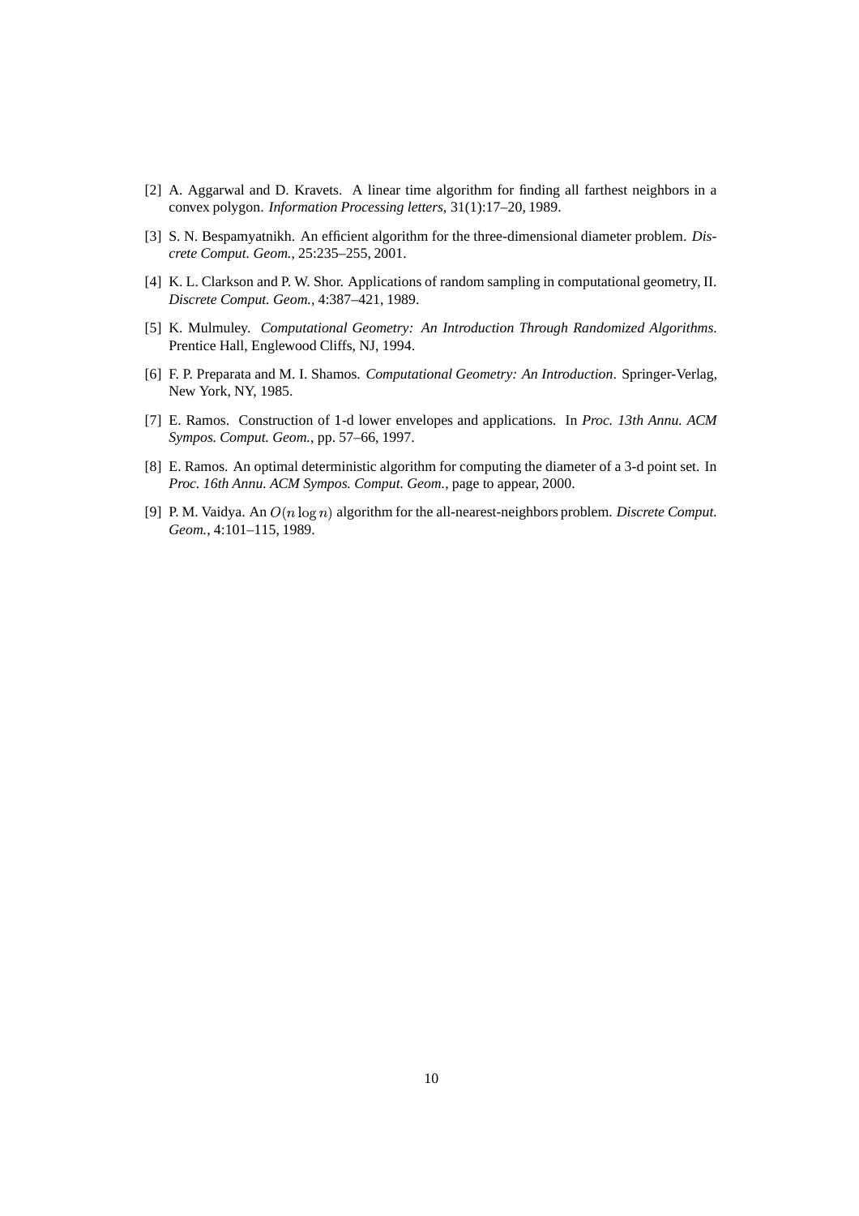[2] A. Aggarwal and D. Kravets. A linear time algorithm for finding all farthest neighbors in a convex polygon. *Information Processing letters*, 31(1):17–20, 1989.

[3] S. N. Bespamyatnikh. An efficient algorithm for the three-dimensional diameter problem. *Discrete Comput. Geom.*, 25:235–255, 2001.

[4] K. L. Clarkson and P. W. Shor. Applications of random sampling in computational geometry, II. *Discrete Comput. Geom.*, 4:387–421, 1989.

[5] K. Mulmuley. *Computational Geometry: An Introduction Through Randomized Algorithms*. Prentice Hall, Englewood Cliffs, NJ, 1994.

[6] F. P. Preparata and M. I. Shamos. *Computational Geometry: An Introduction*. Springer-Verlag, New York, NY, 1985.

[7] E. Ramos. Construction of 1-d lower envelopes and applications. In *Proc. 13th Annu. ACM Sympos. Comput. Geom.*, pp. 57–66, 1997.

[8] E. Ramos. An optimal deterministic algorithm for computing the diameter of a 3-d point set. In *Proc. 16th Annu. ACM Sympos. Comput. Geom.*, page to appear, 2000.

[9] P. M. Vaidya. An $O(n \log n)$ algorithm for the all-nearest-neighbors problem. *Discrete Comput. Geom.*, 4:101–115, 1989.